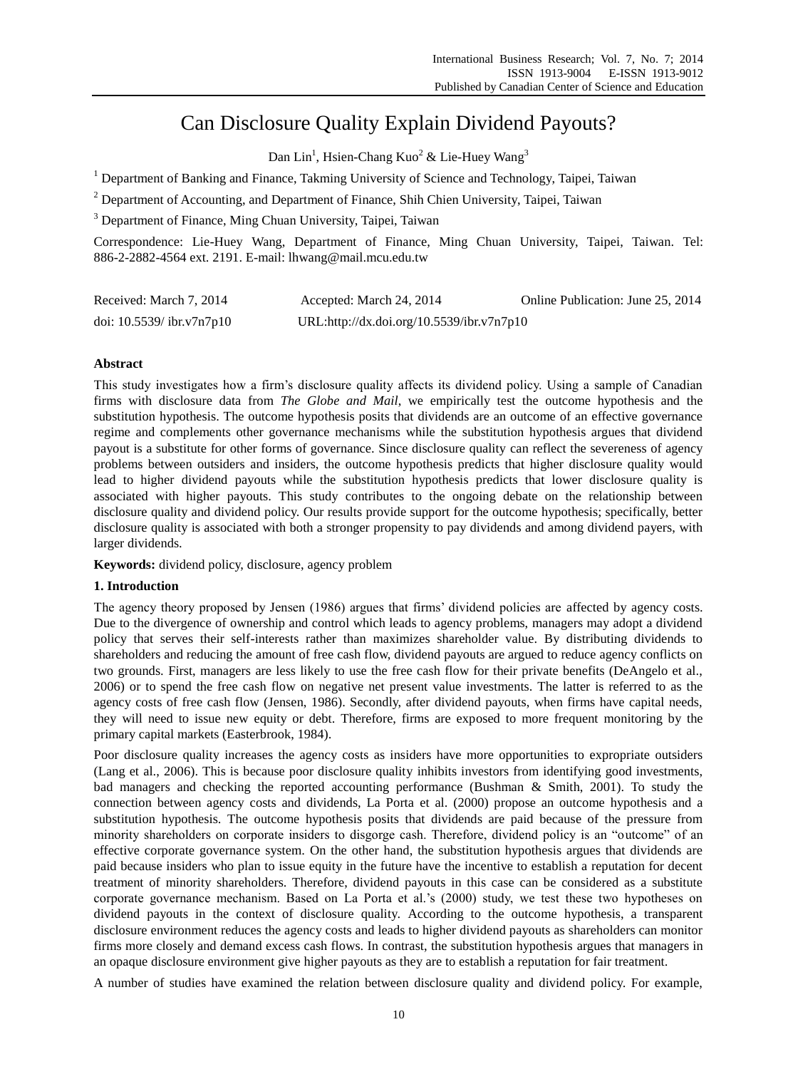# Can Disclosure Quality Explain Dividend Payouts?

Dan Lin[1], Hsien-Chang Kuo[2] & Lie-Huey Wang[3]

[1] Department of Banking and Finance, Takming University of Science and Technology, Taipei, Taiwan

[2] Department of Accounting, and Department of Finance, Shih Chien University, Taipei, Taiwan

[3] Department of Finance, Ming Chuan University, Taipei, Taiwan

Correspondence: Lie-Huey Wang, Department of Finance, Ming Chuan University, Taipei, Taiwan. Tel: 886-2-2882-4564 ext. 2191. E-mail: lhwang@mail.mcu.edu.tw

Received: March 7, 2014  Accepted: March 24, 2014  Online Publication: June 25, 2014

doi: 10.5539/ ibr.v7n7p10  URL:http://dx.doi.org/10.5539/ibr.v7n7p10

## Abstract

This study investigates how a firm's disclosure quality affects its dividend policy. Using a sample of Canadian firms with disclosure data from *The Globe and Mail*, we empirically test the outcome hypothesis and the substitution hypothesis. The outcome hypothesis posits that dividends are an outcome of an effective governance regime and complements other governance mechanisms while the substitution hypothesis argues that dividend payout is a substitute for other forms of governance. Since disclosure quality can reflect the severeness of agency problems between outsiders and insiders, the outcome hypothesis predicts that higher disclosure quality would lead to higher dividend payouts while the substitution hypothesis predicts that lower disclosure quality is associated with higher payouts. This study contributes to the ongoing debate on the relationship between disclosure quality and dividend policy. Our results provide support for the outcome hypothesis; specifically, better disclosure quality is associated with both a stronger propensity to pay dividends and among dividend payers, with larger dividends.

**Keywords:** dividend policy, disclosure, agency problem

## 1. Introduction

The agency theory proposed by Jensen (1986) argues that firms' dividend policies are affected by agency costs. Due to the divergence of ownership and control which leads to agency problems, managers may adopt a dividend policy that serves their self-interests rather than maximizes shareholder value. By distributing dividends to shareholders and reducing the amount of free cash flow, dividend payouts are argued to reduce agency conflicts on two grounds. First, managers are less likely to use the free cash flow for their private benefits (DeAngelo et al., 2006) or to spend the free cash flow on negative net present value investments. The latter is referred to as the agency costs of free cash flow (Jensen, 1986). Secondly, after dividend payouts, when firms have capital needs, they will need to issue new equity or debt. Therefore, firms are exposed to more frequent monitoring by the primary capital markets (Easterbrook, 1984).

Poor disclosure quality increases the agency costs as insiders have more opportunities to expropriate outsiders (Lang et al., 2006). This is because poor disclosure quality inhibits investors from identifying good investments, bad managers and checking the reported accounting performance (Bushman & Smith, 2001). To study the connection between agency costs and dividends, La Porta et al. (2000) propose an outcome hypothesis and a substitution hypothesis. The outcome hypothesis posits that dividends are paid because of the pressure from minority shareholders on corporate insiders to disgorge cash. Therefore, dividend policy is an "outcome" of an effective corporate governance system. On the other hand, the substitution hypothesis argues that dividends are paid because insiders who plan to issue equity in the future have the incentive to establish a reputation for decent treatment of minority shareholders. Therefore, dividend payouts in this case can be considered as a substitute corporate governance mechanism. Based on La Porta et al.'s (2000) study, we test these two hypotheses on dividend payouts in the context of disclosure quality. According to the outcome hypothesis, a transparent disclosure environment reduces the agency costs and leads to higher dividend payouts as shareholders can monitor firms more closely and demand excess cash flows. In contrast, the substitution hypothesis argues that managers in an opaque disclosure environment give higher payouts as they are to establish a reputation for fair treatment.

A number of studies have examined the relation between disclosure quality and dividend policy. For example,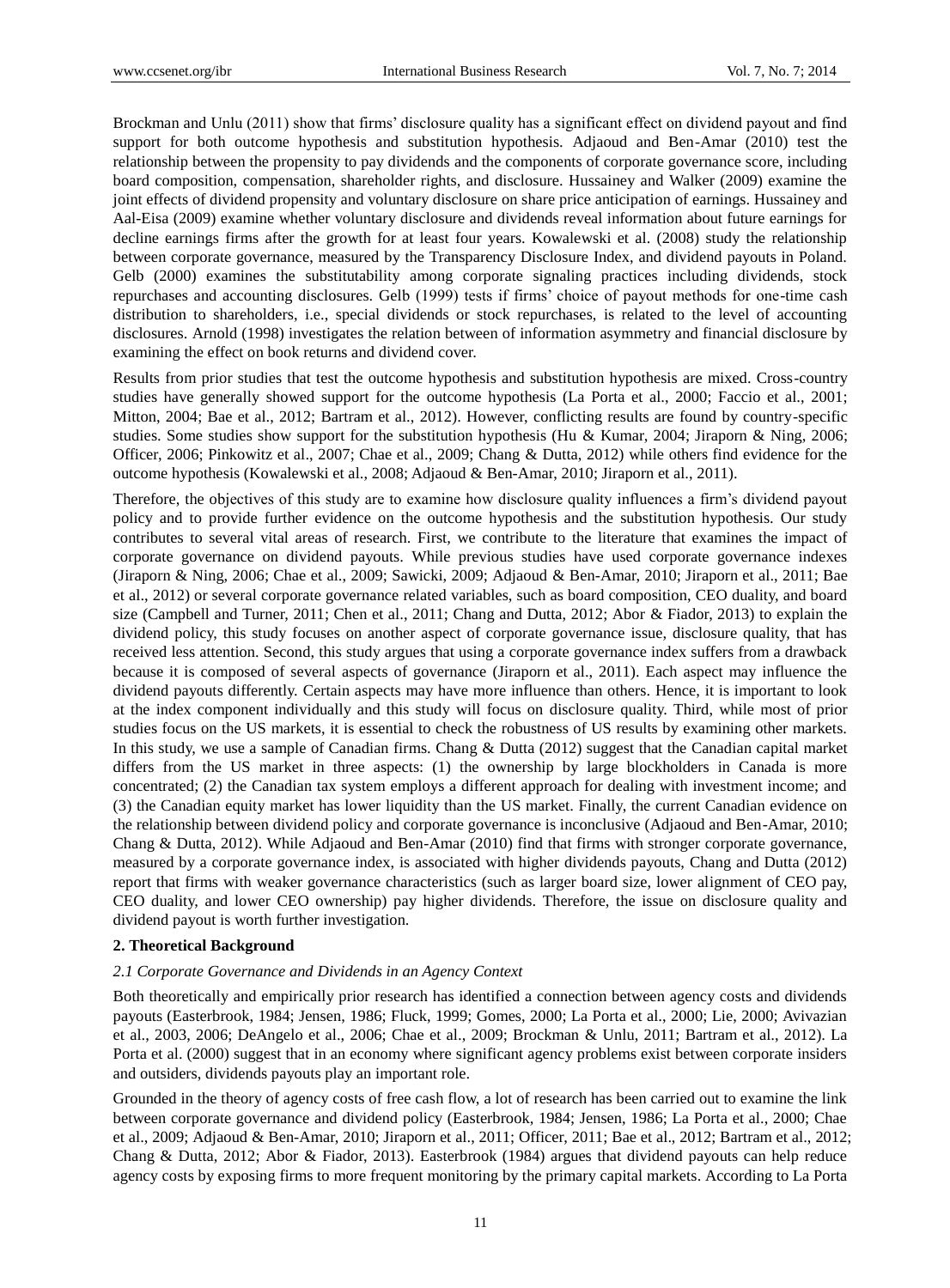Brockman and Unlu (2011) show that firms' disclosure quality has a significant effect on dividend payout and find support for both outcome hypothesis and substitution hypothesis. Adjaoud and Ben-Amar (2010) test the relationship between the propensity to pay dividends and the components of corporate governance score, including board composition, compensation, shareholder rights, and disclosure. Hussainey and Walker (2009) examine the joint effects of dividend propensity and voluntary disclosure on share price anticipation of earnings. Hussainey and Aal-Eisa (2009) examine whether voluntary disclosure and dividends reveal information about future earnings for decline earnings firms after the growth for at least four years. Kowalewski et al. (2008) study the relationship between corporate governance, measured by the Transparency Disclosure Index, and dividend payouts in Poland. Gelb (2000) examines the substitutability among corporate signaling practices including dividends, stock repurchases and accounting disclosures. Gelb (1999) tests if firms' choice of payout methods for one-time cash distribution to shareholders, i.e., special dividends or stock repurchases, is related to the level of accounting disclosures. Arnold (1998) investigates the relation between of information asymmetry and financial disclosure by examining the effect on book returns and dividend cover.

Results from prior studies that test the outcome hypothesis and substitution hypothesis are mixed. Cross-country studies have generally showed support for the outcome hypothesis (La Porta et al., 2000; Faccio et al., 2001; Mitton, 2004; Bae et al., 2012; Bartram et al., 2012). However, conflicting results are found by country-specific studies. Some studies show support for the substitution hypothesis (Hu & Kumar, 2004; Jiraporn & Ning, 2006; Officer, 2006; Pinkowitz et al., 2007; Chae et al., 2009; Chang & Dutta, 2012) while others find evidence for the outcome hypothesis (Kowalewski et al., 2008; Adjaoud & Ben-Amar, 2010; Jiraporn et al., 2011).

Therefore, the objectives of this study are to examine how disclosure quality influences a firm's dividend payout policy and to provide further evidence on the outcome hypothesis and the substitution hypothesis. Our study contributes to several vital areas of research. First, we contribute to the literature that examines the impact of corporate governance on dividend payouts. While previous studies have used corporate governance indexes (Jiraporn & Ning, 2006; Chae et al., 2009; Sawicki, 2009; Adjaoud & Ben-Amar, 2010; Jiraporn et al., 2011; Bae et al., 2012) or several corporate governance related variables, such as board composition, CEO duality, and board size (Campbell and Turner, 2011; Chen et al., 2011; Chang and Dutta, 2012; Abor & Fiador, 2013) to explain the dividend policy, this study focuses on another aspect of corporate governance issue, disclosure quality, that has received less attention. Second, this study argues that using a corporate governance index suffers from a drawback because it is composed of several aspects of governance (Jiraporn et al., 2011). Each aspect may influence the dividend payouts differently. Certain aspects may have more influence than others. Hence, it is important to look at the index component individually and this study will focus on disclosure quality. Third, while most of prior studies focus on the US markets, it is essential to check the robustness of US results by examining other markets. In this study, we use a sample of Canadian firms. Chang & Dutta (2012) suggest that the Canadian capital market differs from the US market in three aspects: (1) the ownership by large blockholders in Canada is more concentrated; (2) the Canadian tax system employs a different approach for dealing with investment income; and (3) the Canadian equity market has lower liquidity than the US market. Finally, the current Canadian evidence on the relationship between dividend policy and corporate governance is inconclusive (Adjaoud and Ben-Amar, 2010; Chang & Dutta, 2012). While Adjaoud and Ben-Amar (2010) find that firms with stronger corporate governance, measured by a corporate governance index, is associated with higher dividends payouts, Chang and Dutta (2012) report that firms with weaker governance characteristics (such as larger board size, lower alignment of CEO pay, CEO duality, and lower CEO ownership) pay higher dividends. Therefore, the issue on disclosure quality and dividend payout is worth further investigation.

## 2. Theoretical Background

### *2.1 Corporate Governance and Dividends in an Agency Context*

Both theoretically and empirically prior research has identified a connection between agency costs and dividends payouts (Easterbrook, 1984; Jensen, 1986; Fluck, 1999; Gomes, 2000; La Porta et al., 2000; Lie, 2000; Avivazian et al., 2003, 2006; DeAngelo et al., 2006; Chae et al., 2009; Brockman & Unlu, 2011; Bartram et al., 2012). La Porta et al. (2000) suggest that in an economy where significant agency problems exist between corporate insiders and outsiders, dividends payouts play an important role.

Grounded in the theory of agency costs of free cash flow, a lot of research has been carried out to examine the link between corporate governance and dividend policy (Easterbrook, 1984; Jensen, 1986; La Porta et al., 2000; Chae et al., 2009; Adjaoud & Ben-Amar, 2010; Jiraporn et al., 2011; Officer, 2011; Bae et al., 2012; Bartram et al., 2012; Chang & Dutta, 2012; Abor & Fiador, 2013). Easterbrook (1984) argues that dividend payouts can help reduce agency costs by exposing firms to more frequent monitoring by the primary capital markets. According to La Porta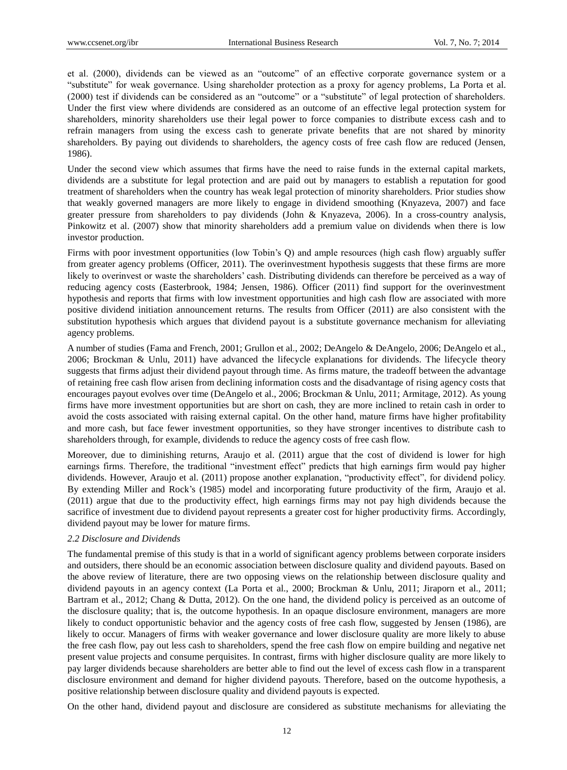et al. (2000), dividends can be viewed as an "outcome" of an effective corporate governance system or a "substitute" for weak governance. Using shareholder protection as a proxy for agency problems, La Porta et al. (2000) test if dividends can be considered as an "outcome" or a "substitute" of legal protection of shareholders. Under the first view where dividends are considered as an outcome of an effective legal protection system for shareholders, minority shareholders use their legal power to force companies to distribute excess cash and to refrain managers from using the excess cash to generate private benefits that are not shared by minority shareholders. By paying out dividends to shareholders, the agency costs of free cash flow are reduced (Jensen, 1986).

Under the second view which assumes that firms have the need to raise funds in the external capital markets, dividends are a substitute for legal protection and are paid out by managers to establish a reputation for good treatment of shareholders when the country has weak legal protection of minority shareholders. Prior studies show that weakly governed managers are more likely to engage in dividend smoothing (Knyazeva, 2007) and face greater pressure from shareholders to pay dividends (John & Knyazeva, 2006). In a cross-country analysis, Pinkowitz et al. (2007) show that minority shareholders add a premium value on dividends when there is low investor production.

Firms with poor investment opportunities (low Tobin's Q) and ample resources (high cash flow) arguably suffer from greater agency problems (Officer, 2011). The overinvestment hypothesis suggests that these firms are more likely to overinvest or waste the shareholders' cash. Distributing dividends can therefore be perceived as a way of reducing agency costs (Easterbrook, 1984; Jensen, 1986). Officer (2011) find support for the overinvestment hypothesis and reports that firms with low investment opportunities and high cash flow are associated with more positive dividend initiation announcement returns. The results from Officer (2011) are also consistent with the substitution hypothesis which argues that dividend payout is a substitute governance mechanism for alleviating agency problems.

A number of studies (Fama and French, 2001; Grullon et al., 2002; DeAngelo & DeAngelo, 2006; DeAngelo et al., 2006; Brockman & Unlu, 2011) have advanced the lifecycle explanations for dividends. The lifecycle theory suggests that firms adjust their dividend payout through time. As firms mature, the tradeoff between the advantage of retaining free cash flow arisen from declining information costs and the disadvantage of rising agency costs that encourages payout evolves over time (DeAngelo et al., 2006; Brockman & Unlu, 2011; Armitage, 2012). As young firms have more investment opportunities but are short on cash, they are more inclined to retain cash in order to avoid the costs associated with raising external capital. On the other hand, mature firms have higher profitability and more cash, but face fewer investment opportunities, so they have stronger incentives to distribute cash to shareholders through, for example, dividends to reduce the agency costs of free cash flow.

Moreover, due to diminishing returns, Araujo et al. (2011) argue that the cost of dividend is lower for high earnings firms. Therefore, the traditional "investment effect" predicts that high earnings firm would pay higher dividends. However, Araujo et al. (2011) propose another explanation, "productivity effect", for dividend policy. By extending Miller and Rock's (1985) model and incorporating future productivity of the firm, Araujo et al. (2011) argue that due to the productivity effect, high earnings firms may not pay high dividends because the sacrifice of investment due to dividend payout represents a greater cost for higher productivity firms. Accordingly, dividend payout may be lower for mature firms.

### 2.2 Disclosure and Dividends

The fundamental premise of this study is that in a world of significant agency problems between corporate insiders and outsiders, there should be an economic association between disclosure quality and dividend payouts. Based on the above review of literature, there are two opposing views on the relationship between disclosure quality and dividend payouts in an agency context (La Porta et al., 2000; Brockman & Unlu, 2011; Jiraporn et al., 2011; Bartram et al., 2012; Chang & Dutta, 2012). On the one hand, the dividend policy is perceived as an outcome of the disclosure quality; that is, the outcome hypothesis. In an opaque disclosure environment, managers are more likely to conduct opportunistic behavior and the agency costs of free cash flow, suggested by Jensen (1986), are likely to occur. Managers of firms with weaker governance and lower disclosure quality are more likely to abuse the free cash flow, pay out less cash to shareholders, spend the free cash flow on empire building and negative net present value projects and consume perquisites. In contrast, firms with higher disclosure quality are more likely to pay larger dividends because shareholders are better able to find out the level of excess cash flow in a transparent disclosure environment and demand for higher dividend payouts. Therefore, based on the outcome hypothesis, a positive relationship between disclosure quality and dividend payouts is expected.

On the other hand, dividend payout and disclosure are considered as substitute mechanisms for alleviating the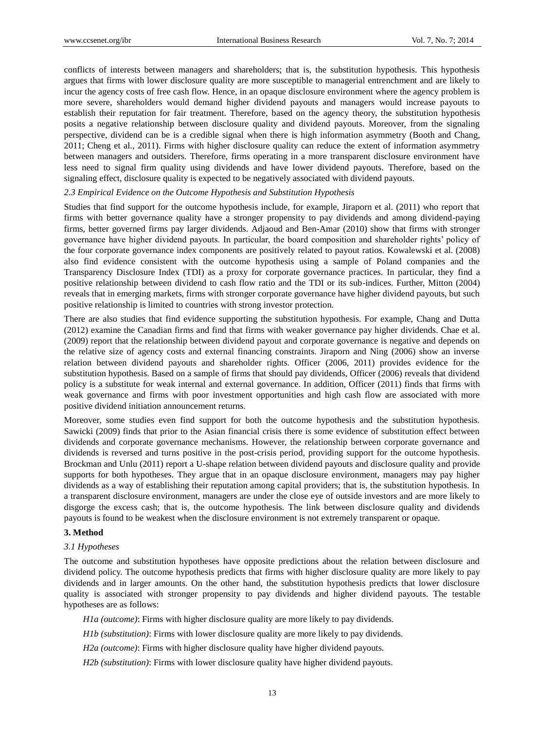conflicts of interests between managers and shareholders; that is, the substitution hypothesis. This hypothesis argues that firms with lower disclosure quality are more susceptible to managerial entrenchment and are likely to incur the agency costs of free cash flow. Hence, in an opaque disclosure environment where the agency problem is more severe, shareholders would demand higher dividend payouts and managers would increase payouts to establish their reputation for fair treatment. Therefore, based on the agency theory, the substitution hypothesis posits a negative relationship between disclosure quality and dividend payouts. Moreover, from the signaling perspective, dividend can be is a credible signal when there is high information asymmetry (Booth and Chang, 2011; Cheng et al., 2011). Firms with higher disclosure quality can reduce the extent of information asymmetry between managers and outsiders. Therefore, firms operating in a more transparent disclosure environment have less need to signal firm quality using dividends and have lower dividend payouts. Therefore, based on the signaling effect, disclosure quality is expected to be negatively associated with dividend payouts.

### *2.3 Empirical Evidence on the Outcome Hypothesis and Substitution Hypothesis*

Studies that find support for the outcome hypothesis include, for example, Jiraporn et al. (2011) who report that firms with better governance quality have a stronger propensity to pay dividends and among dividend-paying firms, better governed firms pay larger dividends. Adjaoud and Ben-Amar (2010) show that firms with stronger governance have higher dividend payouts. In particular, the board composition and shareholder rights' policy of the four corporate governance index components are positively related to payout ratios. Kowalewski et al. (2008) also find evidence consistent with the outcome hypothesis using a sample of Poland companies and the Transparency Disclosure Index (TDI) as a proxy for corporate governance practices. In particular, they find a positive relationship between dividend to cash flow ratio and the TDI or its sub-indices. Further, Mitton (2004) reveals that in emerging markets, firms with stronger corporate governance have higher dividend payouts, but such positive relationship is limited to countries with strong investor protection.

There are also studies that find evidence supporting the substitution hypothesis. For example, Chang and Dutta (2012) examine the Canadian firms and find that firms with weaker governance pay higher dividends. Chae et al. (2009) report that the relationship between dividend payout and corporate governance is negative and depends on the relative size of agency costs and external financing constraints. Jiraporn and Ning (2006) show an inverse relation between dividend payouts and shareholder rights. Officer (2006, 2011) provides evidence for the substitution hypothesis. Based on a sample of firms that should pay dividends, Officer (2006) reveals that dividend policy is a substitute for weak internal and external governance. In addition, Officer (2011) finds that firms with weak governance and firms with poor investment opportunities and high cash flow are associated with more positive dividend initiation announcement returns.

Moreover, some studies even find support for both the outcome hypothesis and the substitution hypothesis. Sawicki (2009) finds that prior to the Asian financial crisis there is some evidence of substitution effect between dividends and corporate governance mechanisms. However, the relationship between corporate governance and dividends is reversed and turns positive in the post-crisis period, providing support for the outcome hypothesis. Brockman and Unlu (2011) report a U-shape relation between dividend payouts and disclosure quality and provide supports for both hypotheses. They argue that in an opaque disclosure environment, managers may pay higher dividends as a way of establishing their reputation among capital providers; that is, the substitution hypothesis. In a transparent disclosure environment, managers are under the close eye of outside investors and are more likely to disgorge the excess cash; that is, the outcome hypothesis. The link between disclosure quality and dividends payouts is found to be weakest when the disclosure environment is not extremely transparent or opaque.

## 3. Method

### *3.1 Hypotheses*

The outcome and substitution hypotheses have opposite predictions about the relation between disclosure and dividend policy. The outcome hypothesis predicts that firms with higher disclosure quality are more likely to pay dividends and in larger amounts. On the other hand, the substitution hypothesis predicts that lower disclosure quality is associated with stronger propensity to pay dividends and higher dividend payouts. The testable hypotheses are as follows:

*H1a (outcome)*: Firms with higher disclosure quality are more likely to pay dividends.

*H1b (substitution)*: Firms with lower disclosure quality are more likely to pay dividends.

*H2a (outcome)*: Firms with higher disclosure quality have higher dividend payouts.

*H2b (substitution)*: Firms with lower disclosure quality have higher dividend payouts.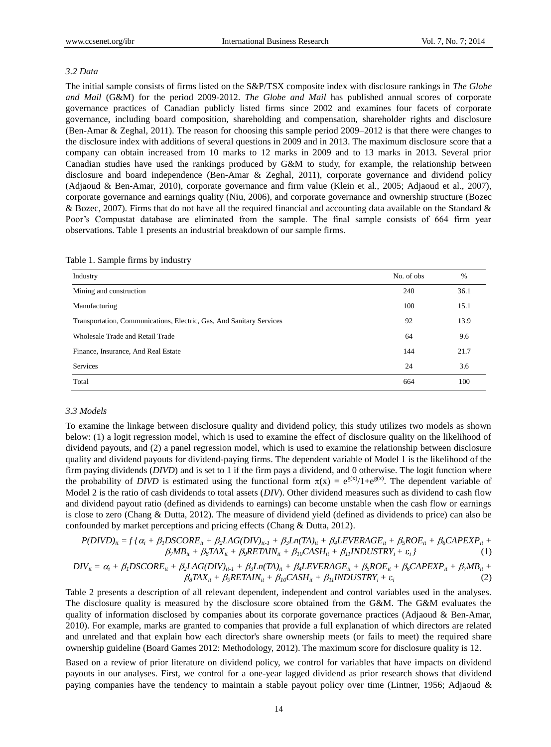### 3.2 Data

The initial sample consists of firms listed on the S&P/TSX composite index with disclosure rankings in *The Globe and Mail* (G&M) for the period 2009-2012. *The Globe and Mail* has published annual scores of corporate governance practices of Canadian publicly listed firms since 2002 and examines four facets of corporate governance, including board composition, shareholding and compensation, shareholder rights and disclosure (Ben-Amar & Zeghal, 2011). The reason for choosing this sample period 2009–2012 is that there were changes to the disclosure index with additions of several questions in 2009 and in 2013. The maximum disclosure score that a company can obtain increased from 10 marks to 12 marks in 2009 and to 13 marks in 2013. Several prior Canadian studies have used the rankings produced by G&M to study, for example, the relationship between disclosure and board independence (Ben-Amar & Zeghal, 2011), corporate governance and dividend policy (Adjaoud & Ben-Amar, 2010), corporate governance and firm value (Klein et al., 2005; Adjaoud et al., 2007), corporate governance and earnings quality (Niu, 2006), and corporate governance and ownership structure (Bozec & Bozec, 2007). Firms that do not have all the required financial and accounting data available on the Standard & Poor's Compustat database are eliminated from the sample. The final sample consists of 664 firm year observations. Table 1 presents an industrial breakdown of our sample firms.

Table 1. Sample firms by industry

| Industry | No. of obs | % |
|---|---|---|
| Mining and construction | 240 | 36.1 |
| Manufacturing | 100 | 15.1 |
| Transportation, Communications, Electric, Gas, And Sanitary Services | 92 | 13.9 |
| Wholesale Trade and Retail Trade | 64 | 9.6 |
| Finance, Insurance, And Real Estate | 144 | 21.7 |
| Services | 24 | 3.6 |
| Total | 664 | 100 |

### 3.3 Models

To examine the linkage between disclosure quality and dividend policy, this study utilizes two models as shown below: (1) a logit regression model, which is used to examine the effect of disclosure quality on the likelihood of dividend payouts, and (2) a panel regression model, which is used to examine the relationship between disclosure quality and dividend payouts for dividend-paying firms. The dependent variable of Model 1 is the likelihood of the firm paying dividends (*DIVD*) and is set to 1 if the firm pays a dividend, and 0 otherwise. The logit function where the probability of *DIVD* is estimated using the functional form $\pi(x) = e^{g(x)}/1+e^{g(x)}$. The dependent variable of Model 2 is the ratio of cash dividends to total assets (*DIV*). Other dividend measures such as dividend to cash flow and dividend payout ratio (defined as dividends to earnings) can become unstable when the cash flow or earnings is close to zero (Chang & Dutta, 2012). The measure of dividend yield (defined as dividends to price) can also be confounded by market perceptions and pricing effects (Chang & Dutta, 2012).

$$P(DIVD)_{it} = f\{\alpha_i + \beta_1 DSCORE_{it} + \beta_2 LAG(DIV)_{it-1} + \beta_3 Ln(TA)_{it} + \beta_4 LEVERAGE_{it} + \beta_5 ROE_{it} + \beta_6 CAPEXP_{it} + \beta_7 MB_{it} + \beta_8 TAX_{it} + \beta_9 RETAIN_{it} + \beta_{10} CASH_{it} + \beta_{11} INDUSTRY_i + \varepsilon_i\} \quad (1)$$

$$DIV_{it} = \alpha_i + \beta_1 DSCORE_{it} + \beta_2 LAG(DIV)_{it-1} + \beta_3 Ln(TA)_{it} + \beta_4 LEVERAGE_{it} + \beta_5 ROE_{it} + \beta_6 CAPEXP_{it} + \beta_7 MB_{it} + \beta_8 TAX_{it} + \beta_9 RETAIN_{it} + \beta_{10} CASH_{it} + \beta_{11} INDUSTRY_i + \varepsilon_i \quad (2)$$

Table 2 presents a description of all relevant dependent, independent and control variables used in the analyses. The disclosure quality is measured by the disclosure score obtained from the G&M. The G&M evaluates the quality of information disclosed by companies about its corporate governance practices (Adjaoud & Ben-Amar, 2010). For example, marks are granted to companies that provide a full explanation of which directors are related and unrelated and that explain how each director's share ownership meets (or fails to meet) the required share ownership guideline (Board Games 2012: Methodology, 2012). The maximum score for disclosure quality is 12.

Based on a review of prior literature on dividend policy, we control for variables that have impacts on dividend payouts in our analyses. First, we control for a one-year lagged dividend as prior research shows that dividend paying companies have the tendency to maintain a stable payout policy over time (Lintner, 1956; Adjaoud &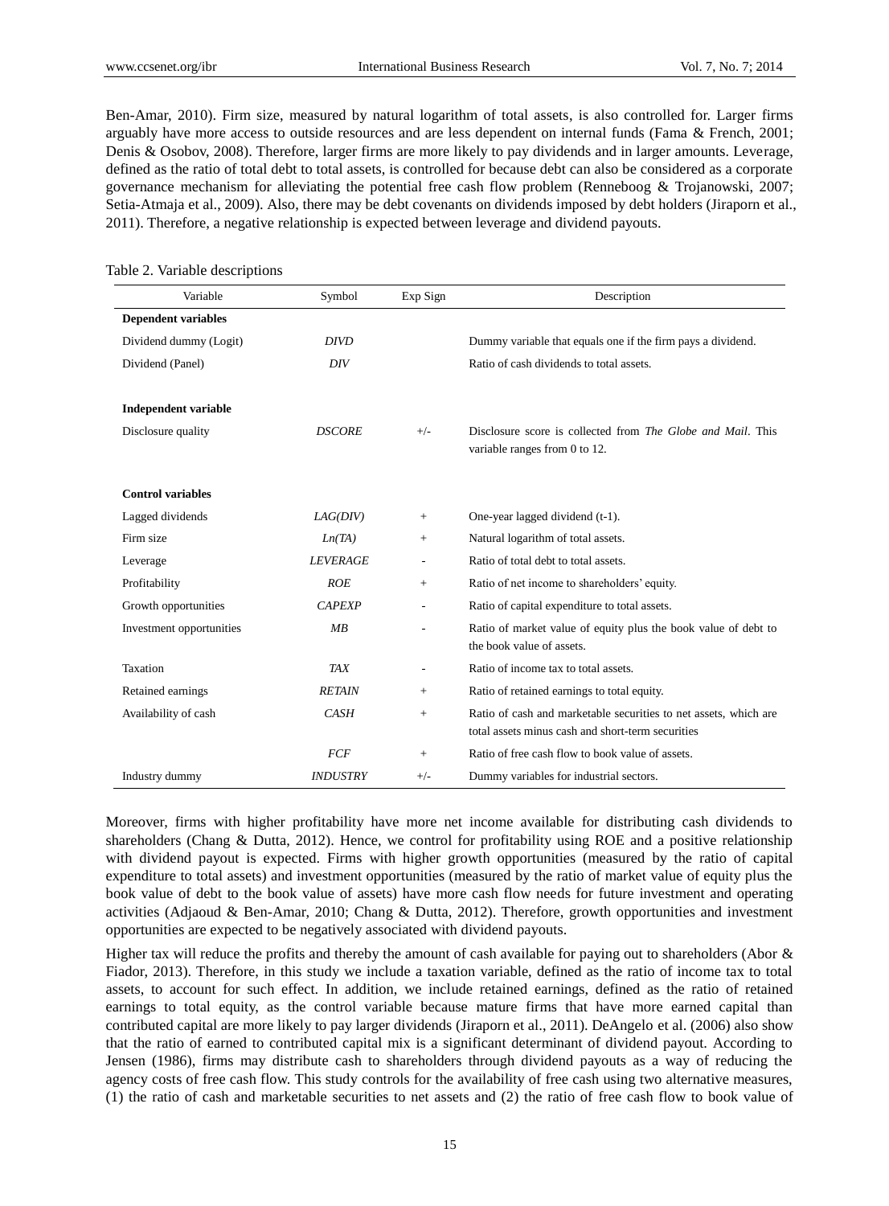Ben-Amar, 2010). Firm size, measured by natural logarithm of total assets, is also controlled for. Larger firms arguably have more access to outside resources and are less dependent on internal funds (Fama & French, 2001; Denis & Osobov, 2008). Therefore, larger firms are more likely to pay dividends and in larger amounts. Leverage, defined as the ratio of total debt to total assets, is controlled for because debt can also be considered as a corporate governance mechanism for alleviating the potential free cash flow problem (Renneboog & Trojanowski, 2007; Setia-Atmaja et al., 2009). Also, there may be debt covenants on dividends imposed by debt holders (Jiraporn et al., 2011). Therefore, a negative relationship is expected between leverage and dividend payouts.

Table 2. Variable descriptions

| Variable | Symbol | Exp Sign | Description |
|---|---|---|---|
| **Dependent variables** | | | |
| Dividend dummy (Logit) | *DIVD* | | Dummy variable that equals one if the firm pays a dividend. |
| Dividend (Panel) | *DIV* | | Ratio of cash dividends to total assets. |
| **Independent variable** | | | |
| Disclosure quality | *DSCORE* | +/- | Disclosure score is collected from *The Globe and Mail*. This variable ranges from 0 to 12. |
| **Control variables** | | | |
| Lagged dividends | *LAG(DIV)* | + | One-year lagged dividend (t-1). |
| Firm size | *Ln(TA)* | + | Natural logarithm of total assets. |
| Leverage | *LEVERAGE* | - | Ratio of total debt to total assets. |
| Profitability | *ROE* | + | Ratio of net income to shareholders' equity. |
| Growth opportunities | *CAPEXP* | - | Ratio of capital expenditure to total assets. |
| Investment opportunities | *MB* | - | Ratio of market value of equity plus the book value of debt to the book value of assets. |
| Taxation | *TAX* | - | Ratio of income tax to total assets. |
| Retained earnings | *RETAIN* | + | Ratio of retained earnings to total equity. |
| Availability of cash | *CASH* | + | Ratio of cash and marketable securities to net assets, which are total assets minus cash and short-term securities |
| | *FCF* | + | Ratio of free cash flow to book value of assets. |
| Industry dummy | *INDUSTRY* | +/- | Dummy variables for industrial sectors. |

Moreover, firms with higher profitability have more net income available for distributing cash dividends to shareholders (Chang & Dutta, 2012). Hence, we control for profitability using ROE and a positive relationship with dividend payout is expected. Firms with higher growth opportunities (measured by the ratio of capital expenditure to total assets) and investment opportunities (measured by the ratio of market value of equity plus the book value of debt to the book value of assets) have more cash flow needs for future investment and operating activities (Adjaoud & Ben-Amar, 2010; Chang & Dutta, 2012). Therefore, growth opportunities and investment opportunities are expected to be negatively associated with dividend payouts.

Higher tax will reduce the profits and thereby the amount of cash available for paying out to shareholders (Abor & Fiador, 2013). Therefore, in this study we include a taxation variable, defined as the ratio of income tax to total assets, to account for such effect. In addition, we include retained earnings, defined as the ratio of retained earnings to total equity, as the control variable because mature firms that have more earned capital than contributed capital are more likely to pay larger dividends (Jiraporn et al., 2011). DeAngelo et al. (2006) also show that the ratio of earned to contributed capital mix is a significant determinant of dividend payout. According to Jensen (1986), firms may distribute cash to shareholders through dividend payouts as a way of reducing the agency costs of free cash flow. This study controls for the availability of free cash using two alternative measures, (1) the ratio of cash and marketable securities to net assets and (2) the ratio of free cash flow to book value of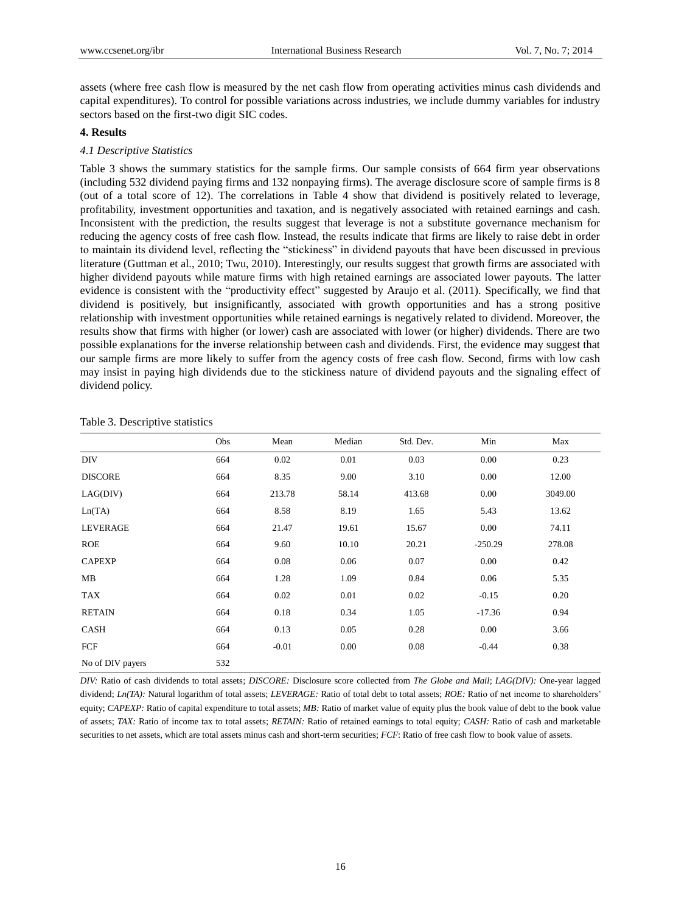assets (where free cash flow is measured by the net cash flow from operating activities minus cash dividends and capital expenditures). To control for possible variations across industries, we include dummy variables for industry sectors based on the first-two digit SIC codes.

## 4. Results

### *4.1 Descriptive Statistics*

Table 3 shows the summary statistics for the sample firms. Our sample consists of 664 firm year observations (including 532 dividend paying firms and 132 nonpaying firms). The average disclosure score of sample firms is 8 (out of a total score of 12). The correlations in Table 4 show that dividend is positively related to leverage, profitability, investment opportunities and taxation, and is negatively associated with retained earnings and cash. Inconsistent with the prediction, the results suggest that leverage is not a substitute governance mechanism for reducing the agency costs of free cash flow. Instead, the results indicate that firms are likely to raise debt in order to maintain its dividend level, reflecting the "stickiness" in dividend payouts that have been discussed in previous literature (Guttman et al., 2010; Twu, 2010). Interestingly, our results suggest that growth firms are associated with higher dividend payouts while mature firms with high retained earnings are associated lower payouts. The latter evidence is consistent with the "productivity effect" suggested by Araujo et al. (2011). Specifically, we find that dividend is positively, but insignificantly, associated with growth opportunities and has a strong positive relationship with investment opportunities while retained earnings is negatively related to dividend. Moreover, the results show that firms with higher (or lower) cash are associated with lower (or higher) dividends. There are two possible explanations for the inverse relationship between cash and dividends. First, the evidence may suggest that our sample firms are more likely to suffer from the agency costs of free cash flow. Second, firms with low cash may insist in paying high dividends due to the stickiness nature of dividend payouts and the signaling effect of dividend policy.

Table 3. Descriptive statistics

| | Obs | Mean | Median | Std. Dev. | Min | Max |
|---|---|---|---|---|---|---|
| DIV | 664 | 0.02 | 0.01 | 0.03 | 0.00 | 0.23 |
| DISCORE | 664 | 8.35 | 9.00 | 3.10 | 0.00 | 12.00 |
| LAG(DIV) | 664 | 213.78 | 58.14 | 413.68 | 0.00 | 3049.00 |
| Ln(TA) | 664 | 8.58 | 8.19 | 1.65 | 5.43 | 13.62 |
| LEVERAGE | 664 | 21.47 | 19.61 | 15.67 | 0.00 | 74.11 |
| ROE | 664 | 9.60 | 10.10 | 20.21 | -250.29 | 278.08 |
| CAPEXP | 664 | 0.08 | 0.06 | 0.07 | 0.00 | 0.42 |
| MB | 664 | 1.28 | 1.09 | 0.84 | 0.06 | 5.35 |
| TAX | 664 | 0.02 | 0.01 | 0.02 | -0.15 | 0.20 |
| RETAIN | 664 | 0.18 | 0.34 | 1.05 | -17.36 | 0.94 |
| CASH | 664 | 0.13 | 0.05 | 0.28 | 0.00 | 3.66 |
| FCF | 664 | -0.01 | 0.00 | 0.08 | -0.44 | 0.38 |
| No of DIV payers | 532 | | | | | |

*DIV:* Ratio of cash dividends to total assets; *DISCORE:* Disclosure score collected from *The Globe and Mail*; *LAG(DIV):* One-year lagged dividend; *Ln(TA):* Natural logarithm of total assets; *LEVERAGE:* Ratio of total debt to total assets; *ROE:* Ratio of net income to shareholders' equity; *CAPEXP:* Ratio of capital expenditure to total assets; *MB:* Ratio of market value of equity plus the book value of debt to the book value of assets; *TAX:* Ratio of income tax to total assets; *RETAIN:* Ratio of retained earnings to total equity; *CASH:* Ratio of cash and marketable securities to net assets, which are total assets minus cash and short-term securities; *FCF*: Ratio of free cash flow to book value of assets.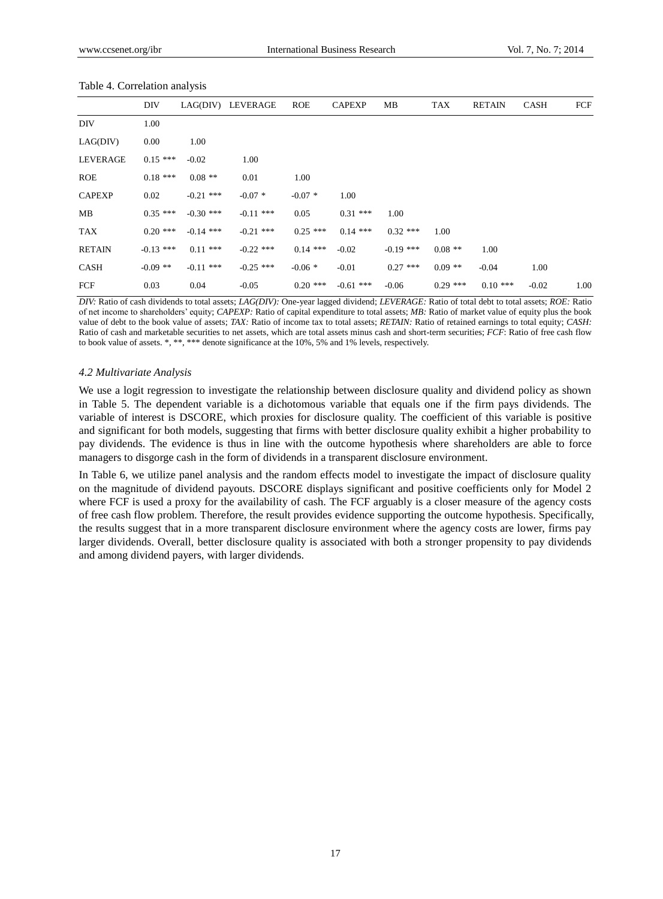Table 4. Correlation analysis

| | DIV | LAG(DIV) | LEVERAGE | ROE | CAPEXP | MB | TAX | RETAIN | CASH | FCF |
|---|---|---|---|---|---|---|---|---|---|---|
| DIV | 1.00 | | | | | | | | | |
| LAG(DIV) | 0.00 | 1.00 | | | | | | | | |
| LEVERAGE | 0.15 *** | -0.02 | 1.00 | | | | | | | |
| ROE | 0.18 *** | 0.08 ** | 0.01 | 1.00 | | | | | | |
| CAPEXP | 0.02 | -0.21 *** | -0.07 * | -0.07 * | 1.00 | | | | | |
| MB | 0.35 *** | -0.30 *** | -0.11 *** | 0.05 | 0.31 *** | 1.00 | | | | |
| TAX | 0.20 *** | -0.14 *** | -0.21 *** | 0.25 *** | 0.14 *** | 0.32 *** | 1.00 | | | |
| RETAIN | -0.13 *** | 0.11 *** | -0.22 *** | 0.14 *** | -0.02 | -0.19 *** | 0.08 ** | 1.00 | | |
| CASH | -0.09 ** | -0.11 *** | -0.25 *** | -0.06 * | -0.01 | 0.27 *** | 0.09 ** | -0.04 | 1.00 | |
| FCF | 0.03 | 0.04 | -0.05 | 0.20 *** | -0.61 *** | -0.06 | 0.29 *** | 0.10 *** | -0.02 | 1.00 |

*DIV:* Ratio of cash dividends to total assets; *LAG(DIV):* One-year lagged dividend; *LEVERAGE:* Ratio of total debt to total assets; *ROE:* Ratio of net income to shareholders' equity; *CAPEXP:* Ratio of capital expenditure to total assets; *MB:* Ratio of market value of equity plus the book value of debt to the book value of assets; *TAX:* Ratio of income tax to total assets; *RETAIN:* Ratio of retained earnings to total equity; *CASH:* Ratio of cash and marketable securities to net assets, which are total assets minus cash and short-term securities; *FCF*: Ratio of free cash flow to book value of assets. *, **, *** denote significance at the 10%, 5% and 1% levels, respectively.

### *4.2 Multivariate Analysis*

We use a logit regression to investigate the relationship between disclosure quality and dividend policy as shown in Table 5. The dependent variable is a dichotomous variable that equals one if the firm pays dividends. The variable of interest is DSCORE, which proxies for disclosure quality. The coefficient of this variable is positive and significant for both models, suggesting that firms with better disclosure quality exhibit a higher probability to pay dividends. The evidence is thus in line with the outcome hypothesis where shareholders are able to force managers to disgorge cash in the form of dividends in a transparent disclosure environment.

In Table 6, we utilize panel analysis and the random effects model to investigate the impact of disclosure quality on the magnitude of dividend payouts. DSCORE displays significant and positive coefficients only for Model 2 where FCF is used a proxy for the availability of cash. The FCF arguably is a closer measure of the agency costs of free cash flow problem. Therefore, the result provides evidence supporting the outcome hypothesis. Specifically, the results suggest that in a more transparent disclosure environment where the agency costs are lower, firms pay larger dividends. Overall, better disclosure quality is associated with both a stronger propensity to pay dividends and among dividend payers, with larger dividends.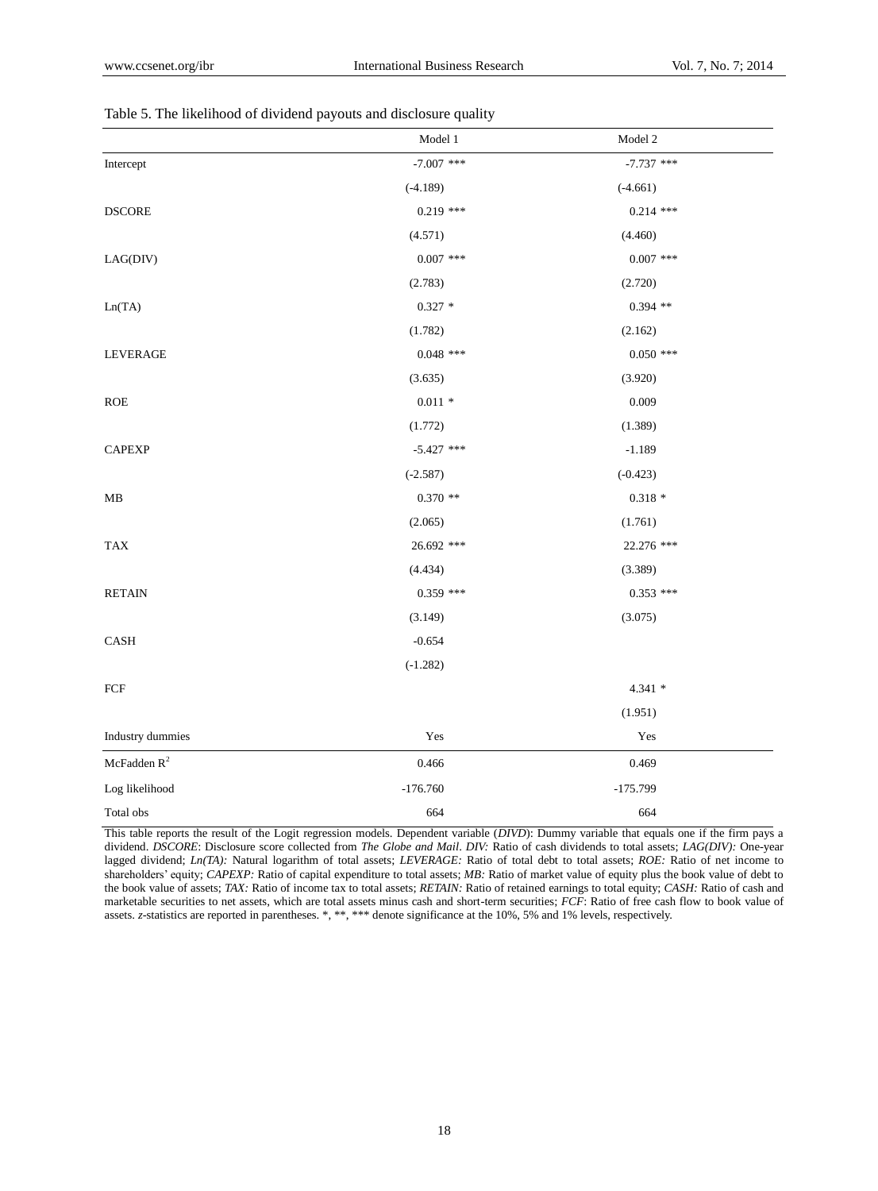Table 5. The likelihood of dividend payouts and disclosure quality

| | Model 1 | Model 2 |
|---|---|---|
| Intercept | -7.007 *** | -7.737 *** |
| | (-4.189) | (-4.661) |
| DSCORE | 0.219 *** | 0.214 *** |
| | (4.571) | (4.460) |
| LAG(DIV) | 0.007 *** | 0.007 *** |
| | (2.783) | (2.720) |
| Ln(TA) | 0.327 * | 0.394 ** |
| | (1.782) | (2.162) |
| LEVERAGE | 0.048 *** | 0.050 *** |
| | (3.635) | (3.920) |
| ROE | 0.011 * | 0.009 |
| | (1.772) | (1.389) |
| CAPEXP | -5.427 *** | -1.189 |
| | (-2.587) | (-0.423) |
| MB | 0.370 ** | 0.318 * |
| | (2.065) | (1.761) |
| TAX | 26.692 *** | 22.276 *** |
| | (4.434) | (3.389) |
| RETAIN | 0.359 *** | 0.353 *** |
| | (3.149) | (3.075) |
| CASH | -0.654 | |
| | (-1.282) | |
| FCF | | 4.341 * |
| | | (1.951) |
| Industry dummies | Yes | Yes |
| McFadden $R^2$ | 0.466 | 0.469 |
| Log likelihood | -176.760 | -175.799 |
| Total obs | 664 | 664 |

This table reports the result of the Logit regression models. Dependent variable (*DIVD*): Dummy variable that equals one if the firm pays a dividend. *DSCORE*: Disclosure score collected from *The Globe and Mail*. *DIV:* Ratio of cash dividends to total assets; *LAG(DIV):* One-year lagged dividend; *Ln(TA):* Natural logarithm of total assets; *LEVERAGE:* Ratio of total debt to total assets; *ROE:* Ratio of net income to shareholders' equity; *CAPEXP:* Ratio of capital expenditure to total assets; *MB:* Ratio of market value of equity plus the book value of debt to the book value of assets; *TAX:* Ratio of income tax to total assets; *RETAIN:* Ratio of retained earnings to total equity; *CASH:* Ratio of cash and marketable securities to net assets, which are total assets minus cash and short-term securities; *FCF*: Ratio of free cash flow to book value of assets. *z*-statistics are reported in parentheses. *, **, *** denote significance at the 10%, 5% and 1% levels, respectively.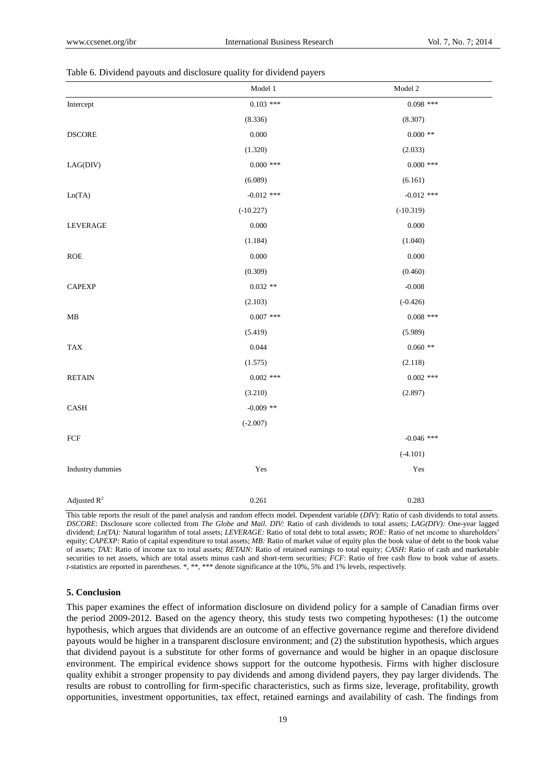Table 6. Dividend payouts and disclosure quality for dividend payers

| | Model 1 | Model 2 |
|---|---|---|
| Intercept | 0.103 *** | 0.098 *** |
| | (8.336) | (8.307) |
| DSCORE | 0.000 | 0.000 ** |
| | (1.320) | (2.033) |
| LAG(DIV) | 0.000 *** | 0.000 *** |
| | (6.089) | (6.161) |
| Ln(TA) | -0.012 *** | -0.012 *** |
| | (-10.227) | (-10.319) |
| LEVERAGE | 0.000 | 0.000 |
| | (1.184) | (1.040) |
| ROE | 0.000 | 0.000 |
| | (0.309) | (0.460) |
| CAPEXP | 0.032 ** | -0.008 |
| | (2.103) | (-0.426) |
| MB | 0.007 *** | 0.008 *** |
| | (5.419) | (5.989) |
| TAX | 0.044 | 0.060 ** |
| | (1.575) | (2.118) |
| RETAIN | 0.002 *** | 0.002 *** |
| | (3.210) | (2.897) |
| CASH | -0.009 ** | |
| | (-2.007) | |
| FCF | | -0.046 *** |
| | | (-4.101) |
| Industry dummies | Yes | Yes |
| Adjusted $R^2$ | 0.261 | 0.283 |

This table reports the result of the panel analysis and random effects model. Dependent variable (*DIV*): Ratio of cash dividends to total assets. *DSCORE*: Disclosure score collected from *The Globe and Mail*. *DIV:* Ratio of cash dividends to total assets; *LAG(DIV):* One-year lagged dividend; *Ln(TA):* Natural logarithm of total assets; *LEVERAGE:* Ratio of total debt to total assets; *ROE:* Ratio of net income to shareholders' equity; *CAPEXP:* Ratio of capital expenditure to total assets; *MB:* Ratio of market value of equity plus the book value of debt to the book value of assets; *TAX:* Ratio of income tax to total assets; *RETAIN:* Ratio of retained earnings to total equity; *CASH:* Ratio of cash and marketable securities to net assets, which are total assets minus cash and short-term securities; *FCF*: Ratio of free cash flow to book value of assets. *t*-statistics are reported in parentheses. *, **, *** denote significance at the 10%, 5% and 1% levels, respectively.

## 5. Conclusion

This paper examines the effect of information disclosure on dividend policy for a sample of Canadian firms over the period 2009-2012. Based on the agency theory, this study tests two competing hypotheses: (1) the outcome hypothesis, which argues that dividends are an outcome of an effective governance regime and therefore dividend payouts would be higher in a transparent disclosure environment; and (2) the substitution hypothesis, which argues that dividend payout is a substitute for other forms of governance and would be higher in an opaque disclosure environment. The empirical evidence shows support for the outcome hypothesis. Firms with higher disclosure quality exhibit a stronger propensity to pay dividends and among dividend payers, they pay larger dividends. The results are robust to controlling for firm-specific characteristics, such as firms size, leverage, profitability, growth opportunities, investment opportunities, tax effect, retained earnings and availability of cash. The findings from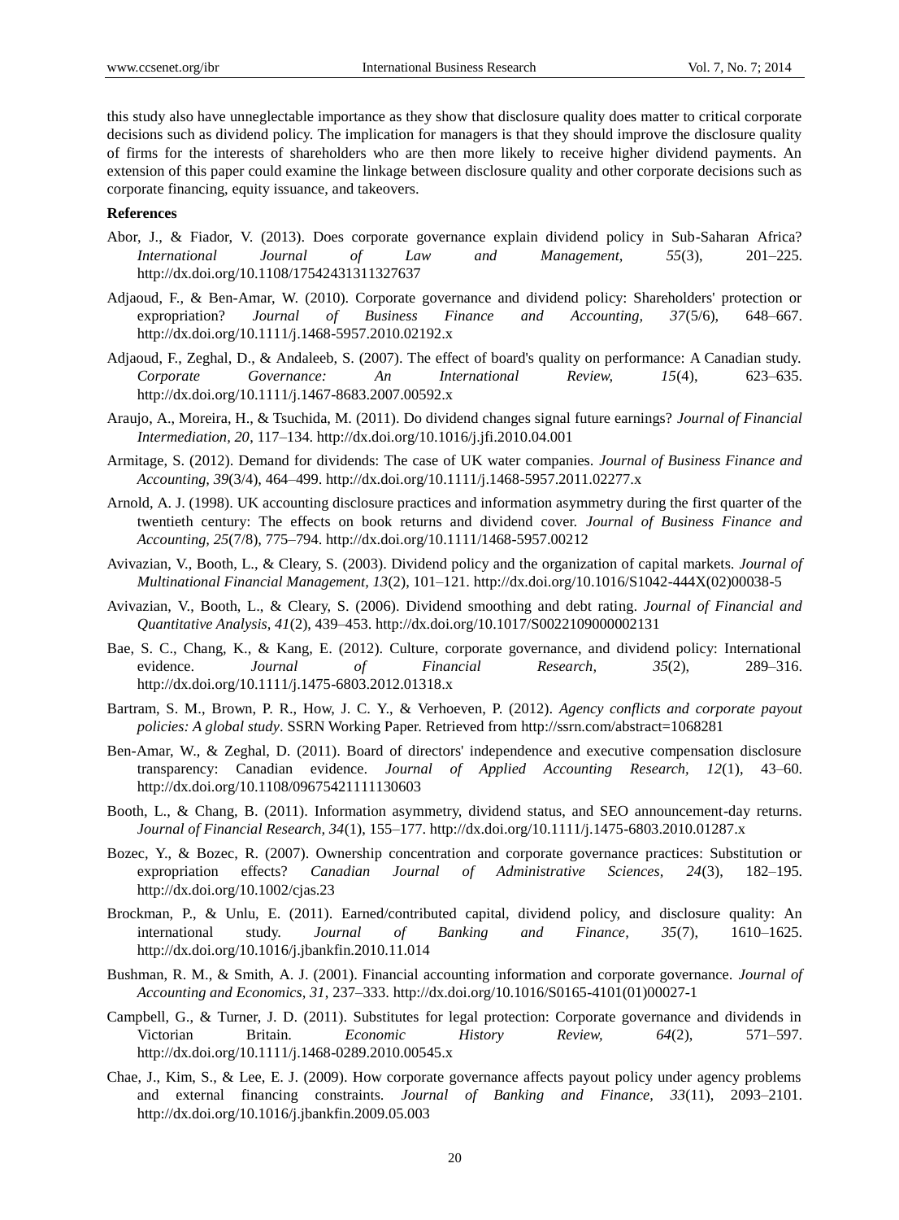this study also have unneglectable importance as they show that disclosure quality does matter to critical corporate decisions such as dividend policy. The implication for managers is that they should improve the disclosure quality of firms for the interests of shareholders who are then more likely to receive higher dividend payments. An extension of this paper could examine the linkage between disclosure quality and other corporate decisions such as corporate financing, equity issuance, and takeovers.

**References**

Abor, J., & Fiador, V. (2013). Does corporate governance explain dividend policy in Sub-Saharan Africa? *International Journal of Law and Management*, *55*(3), 201–225. http://dx.doi.org/10.1108/17542431311327637

Adjaoud, F., & Ben-Amar, W. (2010). Corporate governance and dividend policy: Shareholders' protection or expropriation? *Journal of Business Finance and Accounting, 37*(5/6), 648–667. http://dx.doi.org/10.1111/j.1468-5957.2010.02192.x

Adjaoud, F., Zeghal, D., & Andaleeb, S. (2007). The effect of board's quality on performance: A Canadian study. *Corporate Governance: An International Review, 15*(4), 623–635. http://dx.doi.org/10.1111/j.1467-8683.2007.00592.x

Araujo, A., Moreira, H., & Tsuchida, M. (2011). Do dividend changes signal future earnings? *Journal of Financial Intermediation, 20*, 117–134. http://dx.doi.org/10.1016/j.jfi.2010.04.001

Armitage, S. (2012). Demand for dividends: The case of UK water companies. *Journal of Business Finance and Accounting, 39*(3/4), 464–499. http://dx.doi.org/10.1111/j.1468-5957.2011.02277.x

Arnold, A. J. (1998). UK accounting disclosure practices and information asymmetry during the first quarter of the twentieth century: The effects on book returns and dividend cover. *Journal of Business Finance and Accounting, 25*(7/8), 775–794. http://dx.doi.org/10.1111/1468-5957.00212

Avivazian, V., Booth, L., & Cleary, S. (2003). Dividend policy and the organization of capital markets. *Journal of Multinational Financial Management, 13*(2), 101–121. http://dx.doi.org/10.1016/S1042-444X(02)00038-5

Avivazian, V., Booth, L., & Cleary, S. (2006). Dividend smoothing and debt rating. *Journal of Financial and Quantitative Analysis, 41*(2), 439–453. http://dx.doi.org/10.1017/S0022109000002131

Bae, S. C., Chang, K., & Kang, E. (2012). Culture, corporate governance, and dividend policy: International evidence. *Journal of Financial Research*, *35*(2), 289–316. http://dx.doi.org/10.1111/j.1475-6803.2012.01318.x

Bartram, S. M., Brown, P. R., How, J. C. Y., & Verhoeven, P. (2012). *Agency conflicts and corporate payout policies: A global study*. SSRN Working Paper. Retrieved from http://ssrn.com/abstract=1068281

Ben-Amar, W., & Zeghal, D. (2011). Board of directors' independence and executive compensation disclosure transparency: Canadian evidence. *Journal of Applied Accounting Research*, *12*(1), 43–60. http://dx.doi.org/10.1108/09675421111130603

Booth, L., & Chang, B. (2011). Information asymmetry, dividend status, and SEO announcement-day returns. *Journal of Financial Research, 34*(1), 155–177. http://dx.doi.org/10.1111/j.1475-6803.2010.01287.x

Bozec, Y., & Bozec, R. (2007). Ownership concentration and corporate governance practices: Substitution or expropriation effects? *Canadian Journal of Administrative Sciences*, *24*(3), 182–195. http://dx.doi.org/10.1002/cjas.23

Brockman, P., & Unlu, E. (2011). Earned/contributed capital, dividend policy, and disclosure quality: An international study. *Journal of Banking and Finance, 35*(7), 1610–1625. http://dx.doi.org/10.1016/j.jbankfin.2010.11.014

Bushman, R. M., & Smith, A. J. (2001). Financial accounting information and corporate governance. *Journal of Accounting and Economics, 31*, 237–333. http://dx.doi.org/10.1016/S0165-4101(01)00027-1

Campbell, G., & Turner, J. D. (2011). Substitutes for legal protection: Corporate governance and dividends in Victorian Britain. *Economic History Review, 64*(2), 571–597. http://dx.doi.org/10.1111/j.1468-0289.2010.00545.x

Chae, J., Kim, S., & Lee, E. J. (2009). How corporate governance affects payout policy under agency problems and external financing constraints. *Journal of Banking and Finance, 33*(11), 2093–2101. http://dx.doi.org/10.1016/j.jbankfin.2009.05.003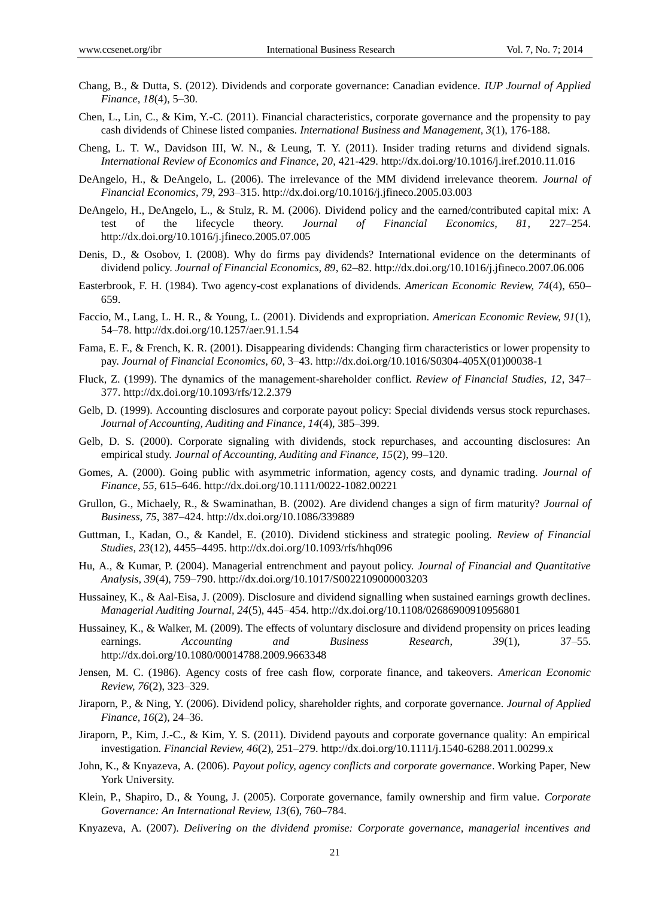Chang, B., & Dutta, S. (2012). Dividends and corporate governance: Canadian evidence. *IUP Journal of Applied Finance, 18*(4), 5–30.

Chen, L., Lin, C., & Kim, Y.-C. (2011). Financial characteristics, corporate governance and the propensity to pay cash dividends of Chinese listed companies. *International Business and Management, 3*(1), 176-188.

Cheng, L. T. W., Davidson III, W. N., & Leung, T. Y. (2011). Insider trading returns and dividend signals. *International Review of Economics and Finance, 20*, 421-429. http://dx.doi.org/10.1016/j.iref.2010.11.016

DeAngelo, H., & DeAngelo, L. (2006). The irrelevance of the MM dividend irrelevance theorem. *Journal of Financial Economics, 79*, 293–315. http://dx.doi.org/10.1016/j.jfineco.2005.03.003

DeAngelo, H., DeAngelo, L., & Stulz, R. M. (2006). Dividend policy and the earned/contributed capital mix: A test of the lifecycle theory. *Journal of Financial Economics, 81*, 227–254. http://dx.doi.org/10.1016/j.jfineco.2005.07.005

Denis, D., & Osobov, I. (2008). Why do firms pay dividends? International evidence on the determinants of dividend policy. *Journal of Financial Economics, 89*, 62–82. http://dx.doi.org/10.1016/j.jfineco.2007.06.006

Easterbrook, F. H. (1984). Two agency-cost explanations of dividends. *American Economic Review, 74*(4), 650–659.

Faccio, M., Lang, L. H. R., & Young, L. (2001). Dividends and expropriation. *American Economic Review, 91*(1), 54–78. http://dx.doi.org/10.1257/aer.91.1.54

Fama, E. F., & French, K. R. (2001). Disappearing dividends: Changing firm characteristics or lower propensity to pay. *Journal of Financial Economics, 60*, 3–43. http://dx.doi.org/10.1016/S0304-405X(01)00038-1

Fluck, Z. (1999). The dynamics of the management-shareholder conflict. *Review of Financial Studies, 12*, 347–377. http://dx.doi.org/10.1093/rfs/12.2.379

Gelb, D. (1999). Accounting disclosures and corporate payout policy: Special dividends versus stock repurchases. *Journal of Accounting, Auditing and Finance, 14*(4), 385–399.

Gelb, D. S. (2000). Corporate signaling with dividends, stock repurchases, and accounting disclosures: An empirical study. *Journal of Accounting, Auditing and Finance, 15*(2), 99–120.

Gomes, A. (2000). Going public with asymmetric information, agency costs, and dynamic trading. *Journal of Finance, 55*, 615–646. http://dx.doi.org/10.1111/0022-1082.00221

Grullon, G., Michaely, R., & Swaminathan, B. (2002). Are dividend changes a sign of firm maturity? *Journal of Business, 75*, 387–424. http://dx.doi.org/10.1086/339889

Guttman, I., Kadan, O., & Kandel, E. (2010). Dividend stickiness and strategic pooling. *Review of Financial Studies, 23*(12), 4455–4495. http://dx.doi.org/10.1093/rfs/hhq096

Hu, A., & Kumar, P. (2004). Managerial entrenchment and payout policy. *Journal of Financial and Quantitative Analysis, 39*(4), 759–790. http://dx.doi.org/10.1017/S0022109000003203

Hussainey, K., & Aal-Eisa, J. (2009). Disclosure and dividend signalling when sustained earnings growth declines. *Managerial Auditing Journal, 24*(5), 445–454. http://dx.doi.org/10.1108/02686900910956801

Hussainey, K., & Walker, M. (2009). The effects of voluntary disclosure and dividend propensity on prices leading earnings. *Accounting and Business Research, 39*(1), 37–55. http://dx.doi.org/10.1080/00014788.2009.9663348

Jensen, M. C. (1986). Agency costs of free cash flow, corporate finance, and takeovers. *American Economic Review, 76*(2), 323–329.

Jiraporn, P., & Ning, Y. (2006). Dividend policy, shareholder rights, and corporate governance. *Journal of Applied Finance, 16*(2), 24–36.

Jiraporn, P., Kim, J.-C., & Kim, Y. S. (2011). Dividend payouts and corporate governance quality: An empirical investigation. *Financial Review, 46*(2), 251–279. http://dx.doi.org/10.1111/j.1540-6288.2011.00299.x

John, K., & Knyazeva, A. (2006). *Payout policy, agency conflicts and corporate governance*. Working Paper, New York University.

Klein, P., Shapiro, D., & Young, J. (2005). Corporate governance, family ownership and firm value. *Corporate Governance: An International Review, 13*(6), 760–784.

Knyazeva, A. (2007). *Delivering on the dividend promise: Corporate governance, managerial incentives and*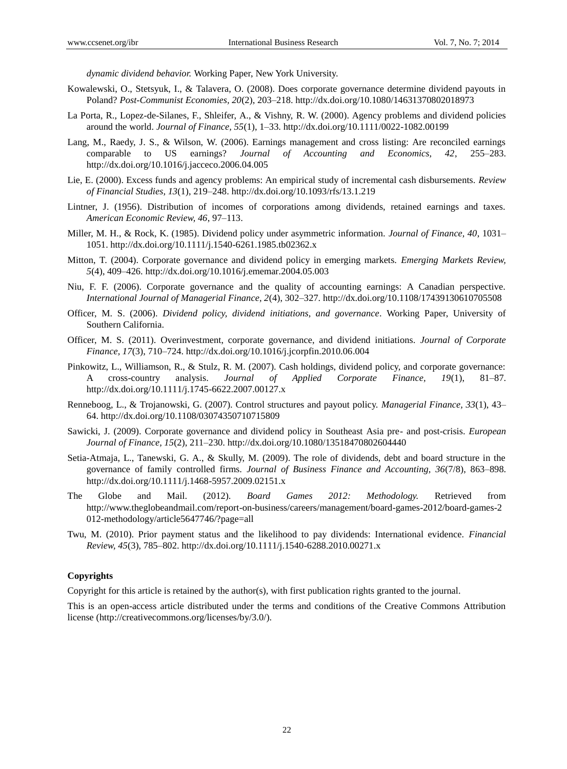*dynamic dividend behavior.* Working Paper, New York University.

Kowalewski, O., Stetsyuk, I., & Talavera, O. (2008). Does corporate governance determine dividend payouts in Poland? *Post-Communist Economies, 20*(2), 203–218. http://dx.doi.org/10.1080/14631370802018973

La Porta, R., Lopez-de-Silanes, F., Shleifer, A., & Vishny, R. W. (2000). Agency problems and dividend policies around the world. *Journal of Finance, 55*(1), 1–33. http://dx.doi.org/10.1111/0022-1082.00199

Lang, M., Raedy, J. S., & Wilson, W. (2006). Earnings management and cross listing: Are reconciled earnings comparable to US earnings? *Journal of Accounting and Economics, 42*, 255–283. http://dx.doi.org/10.1016/j.jacceco.2006.04.005

Lie, E. (2000). Excess funds and agency problems: An empirical study of incremental cash disbursements. *Review of Financial Studies, 13*(1), 219–248. http://dx.doi.org/10.1093/rfs/13.1.219

Lintner, J. (1956). Distribution of incomes of corporations among dividends, retained earnings and taxes. *American Economic Review, 46*, 97–113.

Miller, M. H., & Rock, K. (1985). Dividend policy under asymmetric information. *Journal of Finance, 40*, 1031–1051. http://dx.doi.org/10.1111/j.1540-6261.1985.tb02362.x

Mitton, T. (2004). Corporate governance and dividend policy in emerging markets. *Emerging Markets Review, 5*(4), 409–426. http://dx.doi.org/10.1016/j.ememar.2004.05.003

Niu, F. F. (2006). Corporate governance and the quality of accounting earnings: A Canadian perspective. *International Journal of Managerial Finance, 2*(4), 302–327. http://dx.doi.org/10.1108/17439130610705508

Officer, M. S. (2006). *Dividend policy, dividend initiations, and governance*. Working Paper, University of Southern California.

Officer, M. S. (2011). Overinvestment, corporate governance, and dividend initiations. *Journal of Corporate Finance, 17*(3), 710–724. http://dx.doi.org/10.1016/j.jcorpfin.2010.06.004

Pinkowitz, L., Williamson, R., & Stulz, R. M. (2007). Cash holdings, dividend policy, and corporate governance: A cross-country analysis. *Journal of Applied Corporate Finance, 19*(1), 81–87. http://dx.doi.org/10.1111/j.1745-6622.2007.00127.x

Renneboog, L., & Trojanowski, G. (2007). Control structures and payout policy. *Managerial Finance, 33*(1), 43–64. http://dx.doi.org/10.1108/03074350710715809

Sawicki, J. (2009). Corporate governance and dividend policy in Southeast Asia pre- and post-crisis. *European Journal of Finance, 15*(2), 211–230. http://dx.doi.org/10.1080/13518470802604440

Setia-Atmaja, L., Tanewski, G. A., & Skully, M. (2009). The role of dividends, debt and board structure in the governance of family controlled firms. *Journal of Business Finance and Accounting, 36*(7/8), 863–898. http://dx.doi.org/10.1111/j.1468-5957.2009.02151.x

The Globe and Mail. (2012). *Board Games 2012: Methodology.* Retrieved from http://www.theglobeandmail.com/report-on-business/careers/management/board-games-2012/board-games-2012-methodology/article5647746/?page=all

Twu, M. (2010). Prior payment status and the likelihood to pay dividends: International evidence. *Financial Review, 45*(3), 785–802. http://dx.doi.org/10.1111/j.1540-6288.2010.00271.x

**Copyrights**

Copyright for this article is retained by the author(s), with first publication rights granted to the journal.

This is an open-access article distributed under the terms and conditions of the Creative Commons Attribution license (http://creativecommons.org/licenses/by/3.0/).